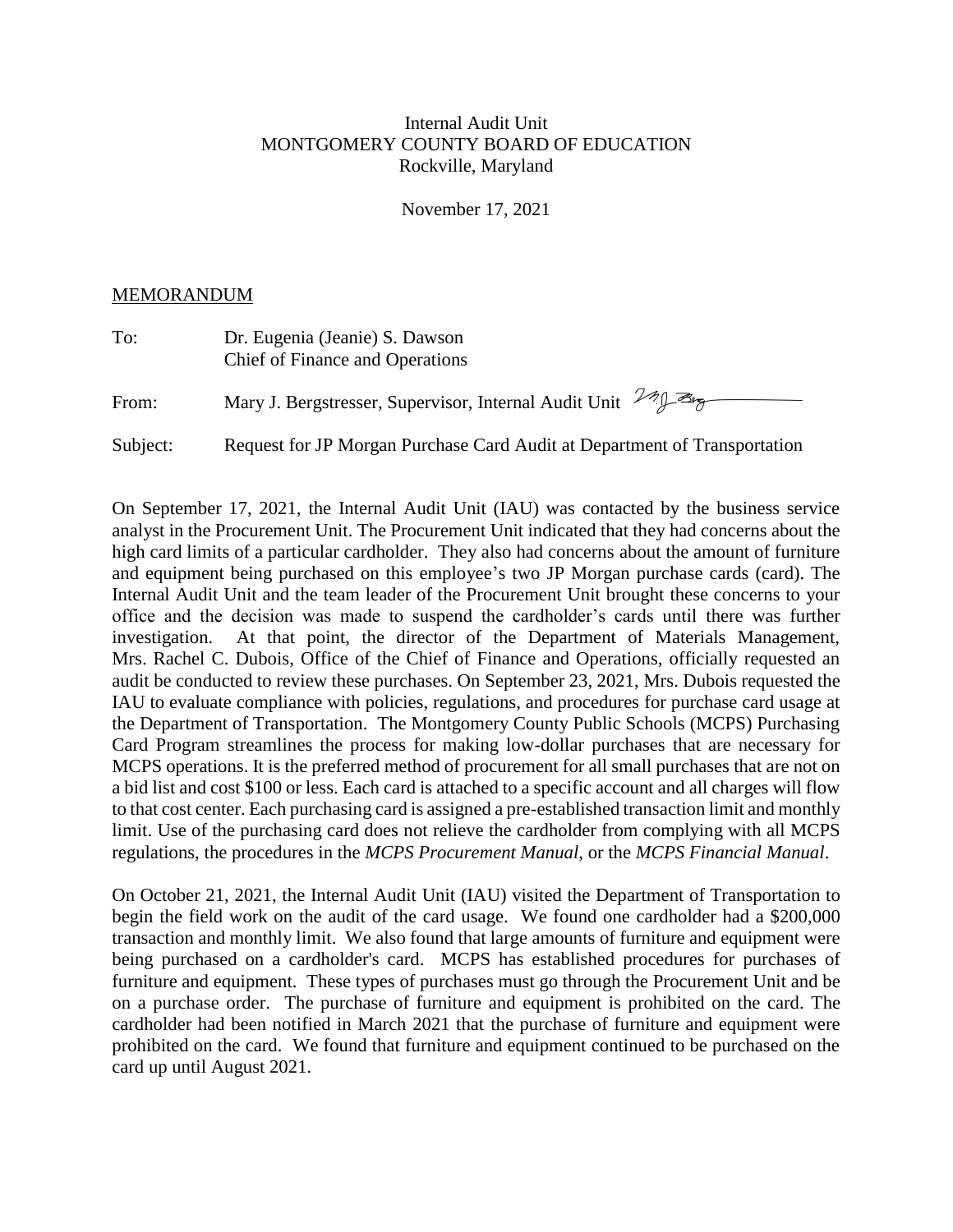Internal Audit Unit
MONTGOMERY COUNTY BOARD OF EDUCATION
Rockville, Maryland

November 17, 2021

MEMORANDUM

To: Dr. Eugenia (Jeanie) S. Dawson
Chief of Finance and Operations

From: Mary J. Bergstresser, Supervisor, Internal Audit Unit

Subject: Request for JP Morgan Purchase Card Audit at Department of Transportation

On September 17, 2021, the Internal Audit Unit (IAU) was contacted by the business service analyst in the Procurement Unit. The Procurement Unit indicated that they had concerns about the high card limits of a particular cardholder. They also had concerns about the amount of furniture and equipment being purchased on this employee's two JP Morgan purchase cards (card). The Internal Audit Unit and the team leader of the Procurement Unit brought these concerns to your office and the decision was made to suspend the cardholder's cards until there was further investigation. At that point, the director of the Department of Materials Management, Mrs. Rachel C. Dubois, Office of the Chief of Finance and Operations, officially requested an audit be conducted to review these purchases. On September 23, 2021, Mrs. Dubois requested the IAU to evaluate compliance with policies, regulations, and procedures for purchase card usage at the Department of Transportation. The Montgomery County Public Schools (MCPS) Purchasing Card Program streamlines the process for making low-dollar purchases that are necessary for MCPS operations. It is the preferred method of procurement for all small purchases that are not on a bid list and cost $100 or less. Each card is attached to a specific account and all charges will flow to that cost center. Each purchasing card is assigned a pre-established transaction limit and monthly limit. Use of the purchasing card does not relieve the cardholder from complying with all MCPS regulations, the procedures in the *MCPS Procurement Manual*, or the *MCPS Financial Manual*.

On October 21, 2021, the Internal Audit Unit (IAU) visited the Department of Transportation to begin the field work on the audit of the card usage. We found one cardholder had a $200,000 transaction and monthly limit. We also found that large amounts of furniture and equipment were being purchased on a cardholder's card. MCPS has established procedures for purchases of furniture and equipment. These types of purchases must go through the Procurement Unit and be on a purchase order. The purchase of furniture and equipment is prohibited on the card. The cardholder had been notified in March 2021 that the purchase of furniture and equipment were prohibited on the card. We found that furniture and equipment continued to be purchased on the card up until August 2021.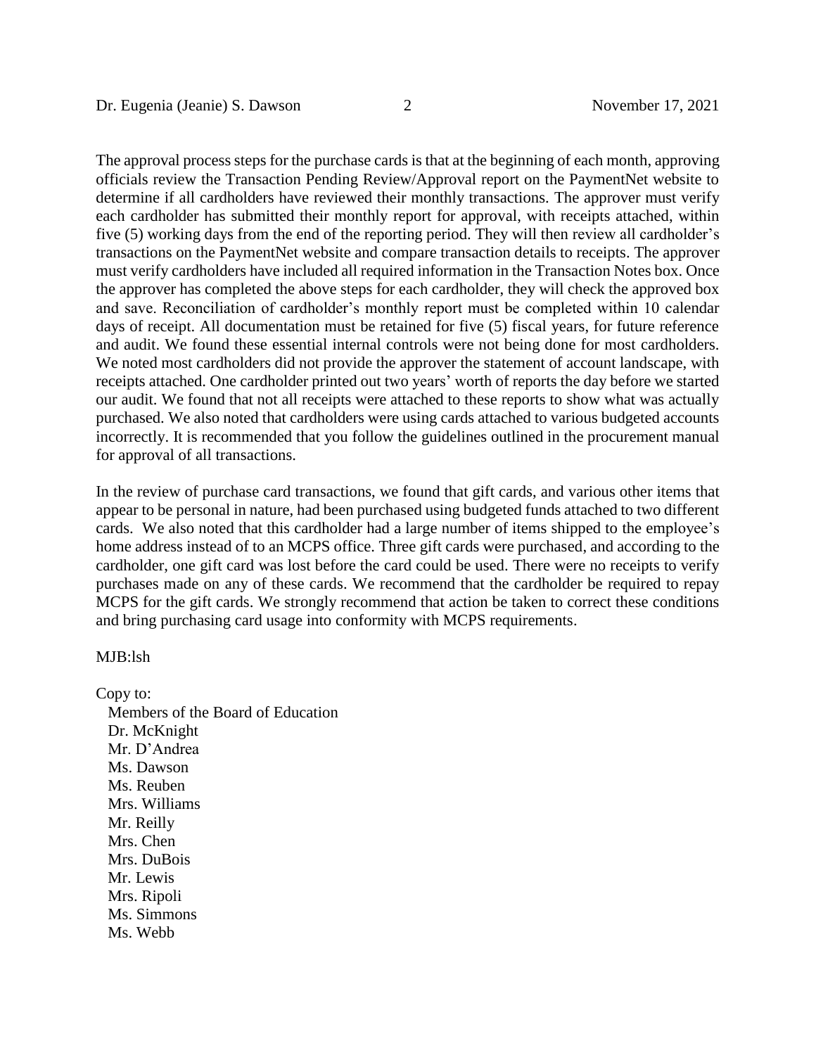The approval process steps for the purchase cards is that at the beginning of each month, approving officials review the Transaction Pending Review/Approval report on the PaymentNet website to determine if all cardholders have reviewed their monthly transactions. The approver must verify each cardholder has submitted their monthly report for approval, with receipts attached, within five (5) working days from the end of the reporting period. They will then review all cardholder's transactions on the PaymentNet website and compare transaction details to receipts. The approver must verify cardholders have included all required information in the Transaction Notes box. Once the approver has completed the above steps for each cardholder, they will check the approved box and save. Reconciliation of cardholder's monthly report must be completed within 10 calendar days of receipt. All documentation must be retained for five (5) fiscal years, for future reference and audit. We found these essential internal controls were not being done for most cardholders. We noted most cardholders did not provide the approver the statement of account landscape, with receipts attached. One cardholder printed out two years' worth of reports the day before we started our audit. We found that not all receipts were attached to these reports to show what was actually purchased. We also noted that cardholders were using cards attached to various budgeted accounts incorrectly. It is recommended that you follow the guidelines outlined in the procurement manual for approval of all transactions.

In the review of purchase card transactions, we found that gift cards, and various other items that appear to be personal in nature, had been purchased using budgeted funds attached to two different cards. We also noted that this cardholder had a large number of items shipped to the employee's home address instead of to an MCPS office. Three gift cards were purchased, and according to the cardholder, one gift card was lost before the card could be used. There were no receipts to verify purchases made on any of these cards. We recommend that the cardholder be required to repay MCPS for the gift cards. We strongly recommend that action be taken to correct these conditions and bring purchasing card usage into conformity with MCPS requirements.

MJB:lsh

Copy to:
Members of the Board of Education
Dr. McKnight
Mr. D'Andrea
Ms. Dawson
Ms. Reuben
Mrs. Williams
Mr. Reilly
Mrs. Chen
Mrs. DuBois
Mr. Lewis
Mrs. Ripoli
Ms. Simmons
Ms. Webb